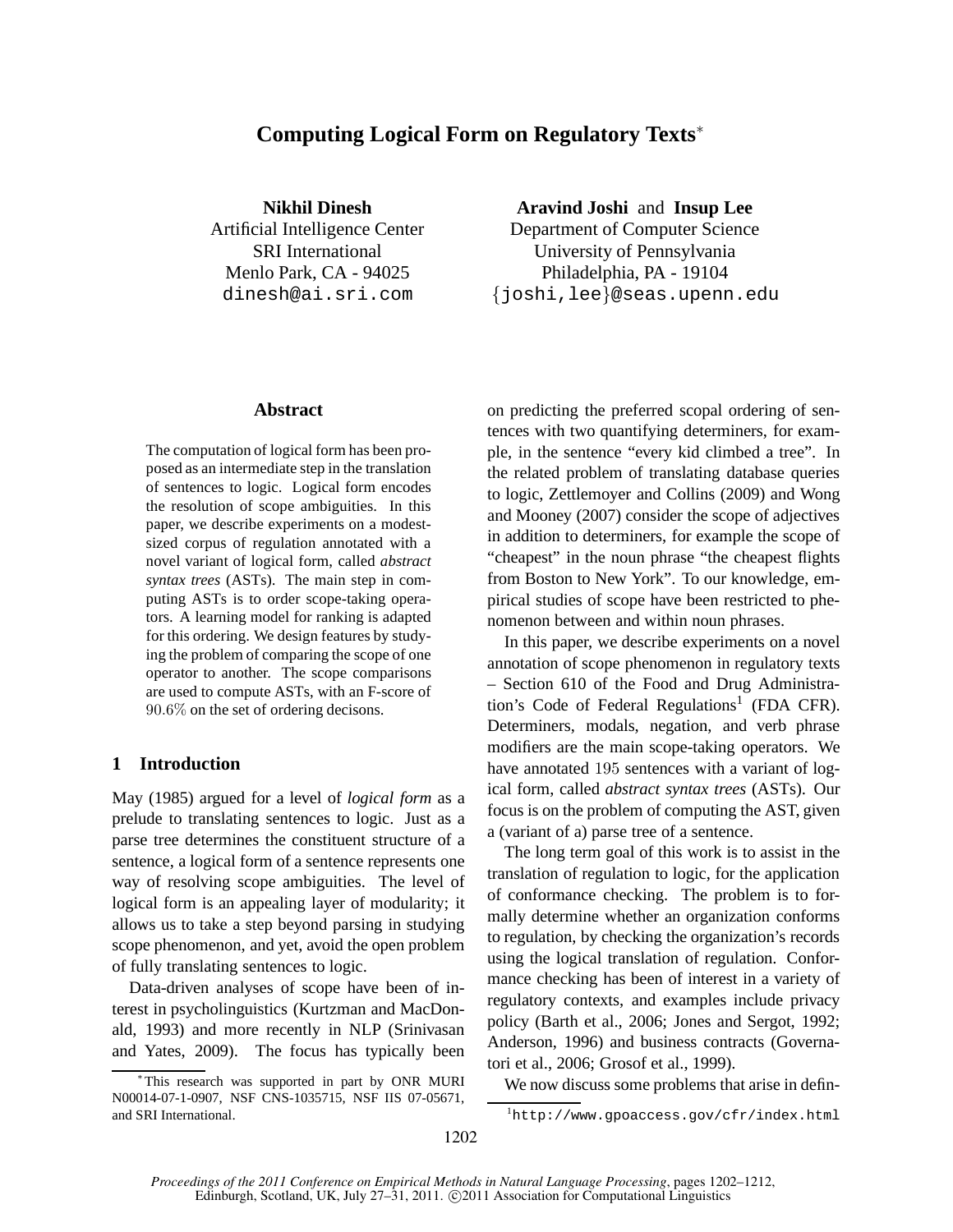# Computing Logical Form on Regulatory Texts*

**Nikhil Dinesh**
Artificial Intelligence Center
SRI International
Menlo Park, CA - 94025
dinesh@ai.sri.com

**Aravind Joshi** and **Insup Lee**
Department of Computer Science
University of Pennsylvania
Philadelphia, PA - 19104
{joshi,lee}@seas.upenn.edu

## Abstract

The computation of logical form has been proposed as an intermediate step in the translation of sentences to logic. Logical form encodes the resolution of scope ambiguities. In this paper, we describe experiments on a modest-sized corpus of regulation annotated with a novel variant of logical form, called *abstract syntax trees* (ASTs). The main step in computing ASTs is to order scope-taking operators. A learning model for ranking is adapted for this ordering. We design features by studying the problem of comparing the scope of one operator to another. The scope comparisons are used to compute ASTs, with an F-score of $90.6\%$ on the set of ordering decisons.

## 1 Introduction

May (1985) argued for a level of *logical form* as a prelude to translating sentences to logic. Just as a parse tree determines the constituent structure of a sentence, a logical form of a sentence represents one way of resolving scope ambiguities. The level of logical form is an appealing layer of modularity; it allows us to take a step beyond parsing in studying scope phenomenon, and yet, avoid the open problem of fully translating sentences to logic.

Data-driven analyses of scope have been of interest in psycholinguistics (Kurtzman and MacDonald, 1993) and more recently in NLP (Srinivasan and Yates, 2009). The focus has typically been on predicting the preferred scopal ordering of sentences with two quantifying determiners, for example, in the sentence "every kid climbed a tree". In the related problem of translating database queries to logic, Zettlemoyer and Collins (2009) and Wong and Mooney (2007) consider the scope of adjectives in addition to determiners, for example the scope of "cheapest" in the noun phrase "the cheapest flights from Boston to New York". To our knowledge, empirical studies of scope have been restricted to phenomenon between and within noun phrases.

In this paper, we describe experiments on a novel annotation of scope phenomenon in regulatory texts – Section 610 of the Food and Drug Administration's Code of Federal Regulations[1] (FDA CFR). Determiners, modals, negation, and verb phrase modifiers are the main scope-taking operators. We have annotated $195$ sentences with a variant of logical form, called *abstract syntax trees* (ASTs). Our focus is on the problem of computing the AST, given a (variant of a) parse tree of a sentence.

The long term goal of this work is to assist in the translation of regulation to logic, for the application of conformance checking. The problem is to formally determine whether an organization conforms to regulation, by checking the organization's records using the logical translation of regulation. Conformance checking has been of interest in a variety of regulatory contexts, and examples include privacy policy (Barth et al., 2006; Jones and Sergot, 1992; Anderson, 1996) and business contracts (Governatori et al., 2006; Grosof et al., 1999).

We now discuss some problems that arise in defin-

*This research was supported in part by ONR MURI N00014-07-1-0907, NSF CNS-1035715, NSF IIS 07-05671, and SRI International.

[1] http://www.gpoaccess.gov/cfr/index.html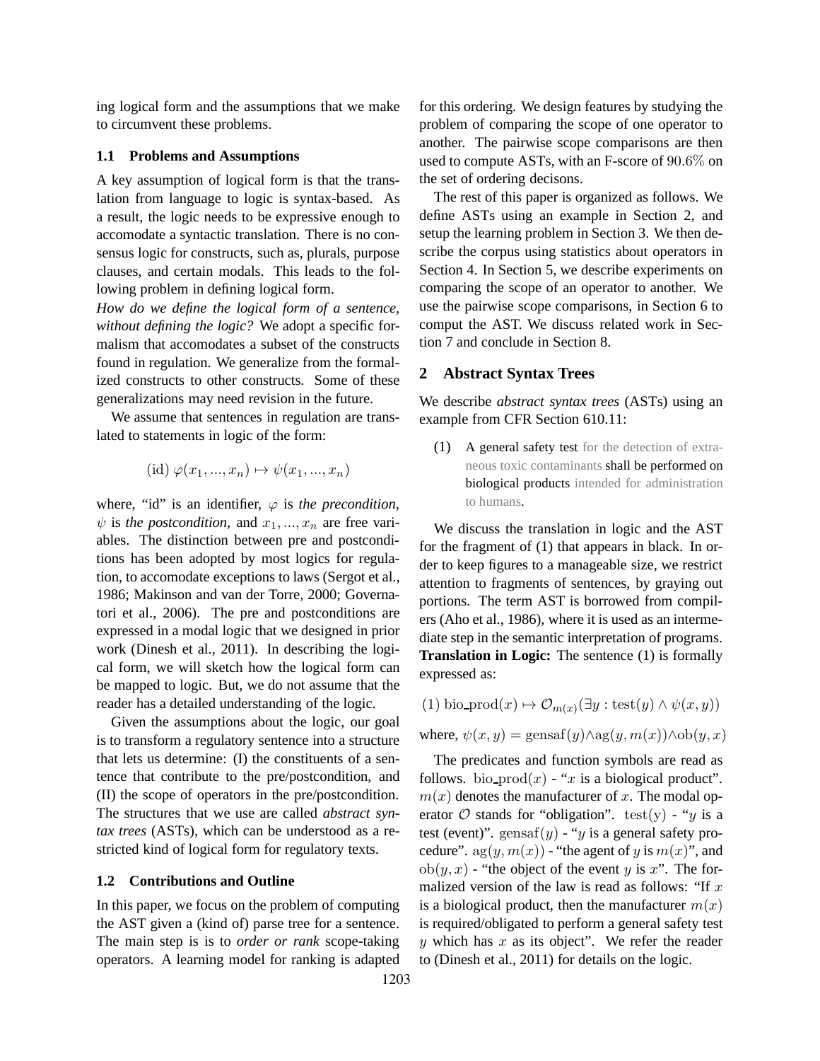ing logical form and the assumptions that we make to circumvent these problems.

### 1.1 Problems and Assumptions

A key assumption of logical form is that the translation from language to logic is syntax-based. As a result, the logic needs to be expressive enough to accomodate a syntactic translation. There is no consensus logic for constructs, such as, plurals, purpose clauses, and certain modals. This leads to the following problem in defining logical form.

*How do we define the logical form of a sentence, without defining the logic?* We adopt a specific formalism that accomodates a subset of the constructs found in regulation. We generalize from the formalized constructs to other constructs. Some of these generalizations may need revision in the future.

We assume that sentences in regulation are translated to statements in logic of the form:

$$(\mathrm{id})\ \varphi(x_1, ..., x_n) \mapsto \psi(x_1, ..., x_n)$$

where, "id" is an identifier, $\varphi$ is *the precondition*, $\psi$ is *the postcondition*, and $x_1, ..., x_n$ are free variables. The distinction between pre and postconditions has been adopted by most logics for regulation, to accomodate exceptions to laws (Sergot et al., 1986; Makinson and van der Torre, 2000; Governatori et al., 2006). The pre and postconditions are expressed in a modal logic that we designed in prior work (Dinesh et al., 2011). In describing the logical form, we will sketch how the logical form can be mapped to logic. But, we do not assume that the reader has a detailed understanding of the logic.

Given the assumptions about the logic, our goal is to transform a regulatory sentence into a structure that lets us determine: (I) the constituents of a sentence that contribute to the pre/postcondition, and (II) the scope of operators in the pre/postcondition. The structures that we use are called *abstract syntax trees* (ASTs), which can be understood as a restricted kind of logical form for regulatory texts.

### 1.2 Contributions and Outline

In this paper, we focus on the problem of computing the AST given a (kind of) parse tree for a sentence. The main step is is to *order or rank* scope-taking operators. A learning model for ranking is adapted for this ordering. We design features by studying the problem of comparing the scope of one operator to another. The pairwise scope comparisons are then used to compute ASTs, with an F-score of 90.6% on the set of ordering decisons.

The rest of this paper is organized as follows. We define ASTs using an example in Section 2, and setup the learning problem in Section 3. We then describe the corpus using statistics about operators in Section 4. In Section 5, we describe experiments on comparing the scope of an operator to another. We use the pairwise scope comparisons, in Section 6 to comput the AST. We discuss related work in Section 7 and conclude in Section 8.

## 2 Abstract Syntax Trees

We describe *abstract syntax trees* (ASTs) using an example from CFR Section 610.11:

(1) A general safety test for the detection of extraneous toxic contaminants shall be performed on biological products intended for administration to humans.

We discuss the translation in logic and the AST for the fragment of (1) that appears in black. In order to keep figures to a manageable size, we restrict attention to fragments of sentences, by graying out portions. The term AST is borrowed from compilers (Aho et al., 1986), where it is used as an intermediate step in the semantic interpretation of programs.

**Translation in Logic:** The sentence (1) is formally expressed as:

$$(1)\ \mathrm{bio\_prod}(x) \mapsto \mathcal{O}_{m(x)}(\exists y : \mathrm{test}(y) \wedge \psi(x, y))$$

where, $\psi(x, y) = \mathrm{gensaf}(y) \wedge \mathrm{ag}(y, m(x)) \wedge \mathrm{ob}(y, x)$

The predicates and function symbols are read as follows. $\mathrm{bio\_prod}(x)$ - "$x$ is a biological product". $m(x)$ denotes the manufacturer of $x$. The modal operator $\mathcal{O}$ stands for "obligation". $\mathrm{test}(y)$ - "$y$ is a test (event)". $\mathrm{gensaf}(y)$ - "$y$ is a general safety procedure". $\mathrm{ag}(y, m(x))$ - "the agent of $y$ is $m(x)$", and $\mathrm{ob}(y, x)$ - "the object of the event $y$ is $x$". The formalized version of the law is read as follows: "If $x$ is a biological product, then the manufacturer $m(x)$ is required/obligated to perform a general safety test $y$ which has $x$ as its object". We refer the reader to (Dinesh et al., 2011) for details on the logic.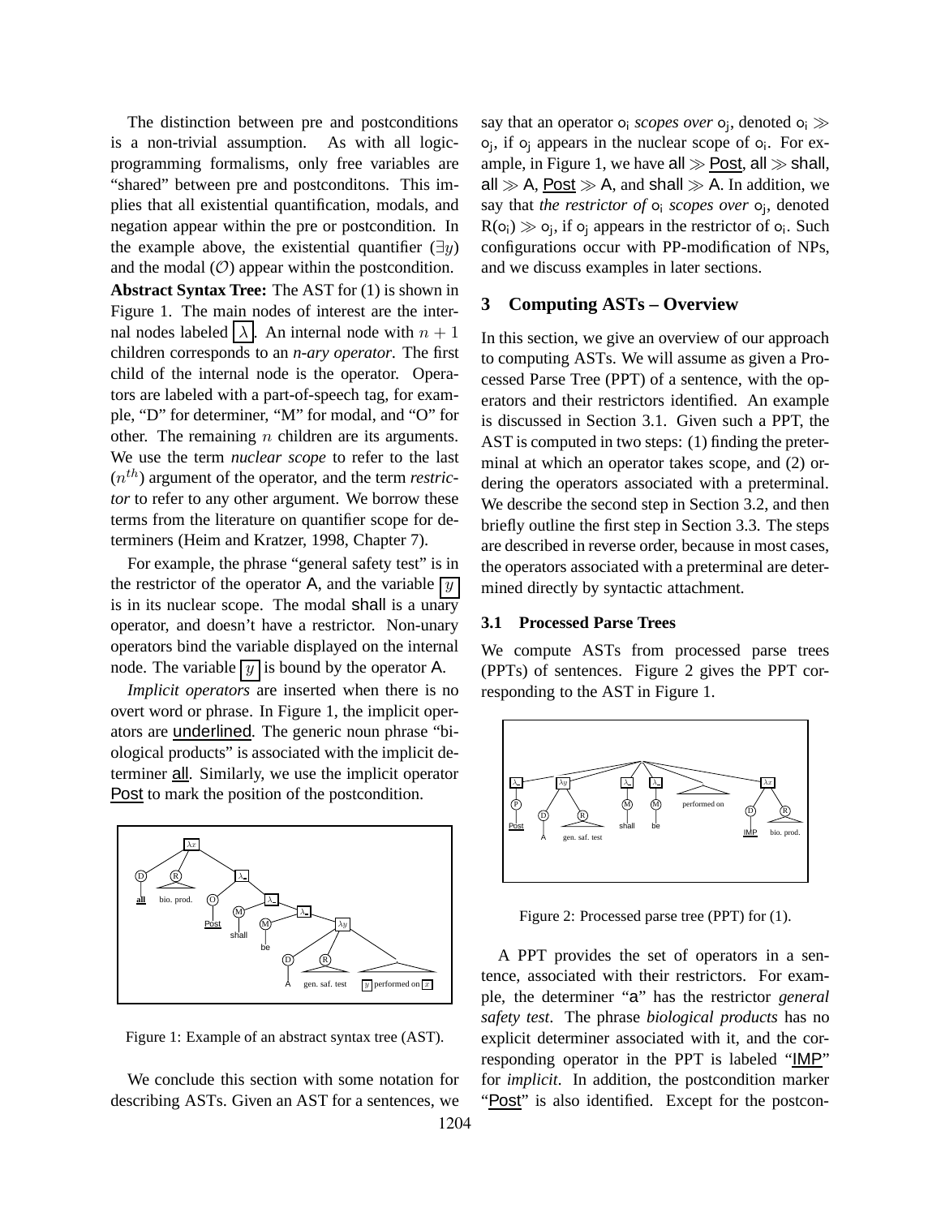The distinction between pre and postconditions is a non-trivial assumption. As with all logic-programming formalisms, only free variables are "shared" between pre and postconditons. This implies that all existential quantification, modals, and negation appear within the pre or postcondition. In the example above, the existential quantifier ($\exists y$) and the modal ($\mathcal{O}$) appear within the postcondition.

**Abstract Syntax Tree:** The AST for (1) is shown in Figure 1. The main nodes of interest are the internal nodes labeled $\boxed{\lambda}$. An internal node with $n+1$ children corresponds to an *n-ary operator*. The first child of the internal node is the operator. Operators are labeled with a part-of-speech tag, for example, "D" for determiner, "M" for modal, and "O" for other. The remaining $n$ children are its arguments. We use the term *nuclear scope* to refer to the last ($n^{th}$) argument of the operator, and the term *restrictor* to refer to any other argument. We borrow these terms from the literature on quantifier scope for determiners (Heim and Kratzer, 1998, Chapter 7).

For example, the phrase "general safety test" is in the restrictor of the operator A, and the variable $\boxed{y}$ is in its nuclear scope. The modal shall is a unary operator, and doesn't have a restrictor. Non-unary operators bind the variable displayed on the internal node. The variable $\boxed{y}$ is bound by the operator A.

*Implicit operators* are inserted when there is no overt word or phrase. In Figure 1, the implicit operators are underlined. The generic noun phrase "biological products" is associated with the implicit determiner all. Similarly, we use the implicit operator Post to mark the position of the postcondition.

Figure 1: Example of an abstract syntax tree (AST).

We conclude this section with some notation for describing ASTs. Given an AST for a sentences, we say that an operator $o_i$ *scopes over* $o_j$, denoted $o_i \gg o_j$, if $o_j$ appears in the nuclear scope of $o_i$. For example, in Figure 1, we have all $\gg$ Post, all $\gg$ shall, all $\gg$ A, Post $\gg$ A, and shall $\gg$ A. In addition, we say that *the restrictor of* $o_i$ *scopes over* $o_j$, denoted $R(o_i) \gg o_j$, if $o_j$ appears in the restrictor of $o_i$. Such configurations occur with PP-modification of NPs, and we discuss examples in later sections.

## 3 Computing ASTs – Overview

In this section, we give an overview of our approach to computing ASTs. We will assume as given a Processed Parse Tree (PPT) of a sentence, with the operators and their restrictors identified. An example is discussed in Section 3.1. Given such a PPT, the AST is computed in two steps: (1) finding the preterminal at which an operator takes scope, and (2) ordering the operators associated with a preterminal. We describe the second step in Section 3.2, and then briefly outline the first step in Section 3.3. The steps are described in reverse order, because in most cases, the operators associated with a preterminal are determined directly by syntactic attachment.

### 3.1 Processed Parse Trees

We compute ASTs from processed parse trees (PPTs) of sentences. Figure 2 gives the PPT corresponding to the AST in Figure 1.

Figure 2: Processed parse tree (PPT) for (1).

A PPT provides the set of operators in a sentence, associated with their restrictors. For example, the determiner "a" has the restrictor *general safety test*. The phrase *biological products* has no explicit determiner associated with it, and the corresponding operator in the PPT is labeled "IMP" for *implicit*. In addition, the postcondition marker "Post" is also identified. Except for the postcon-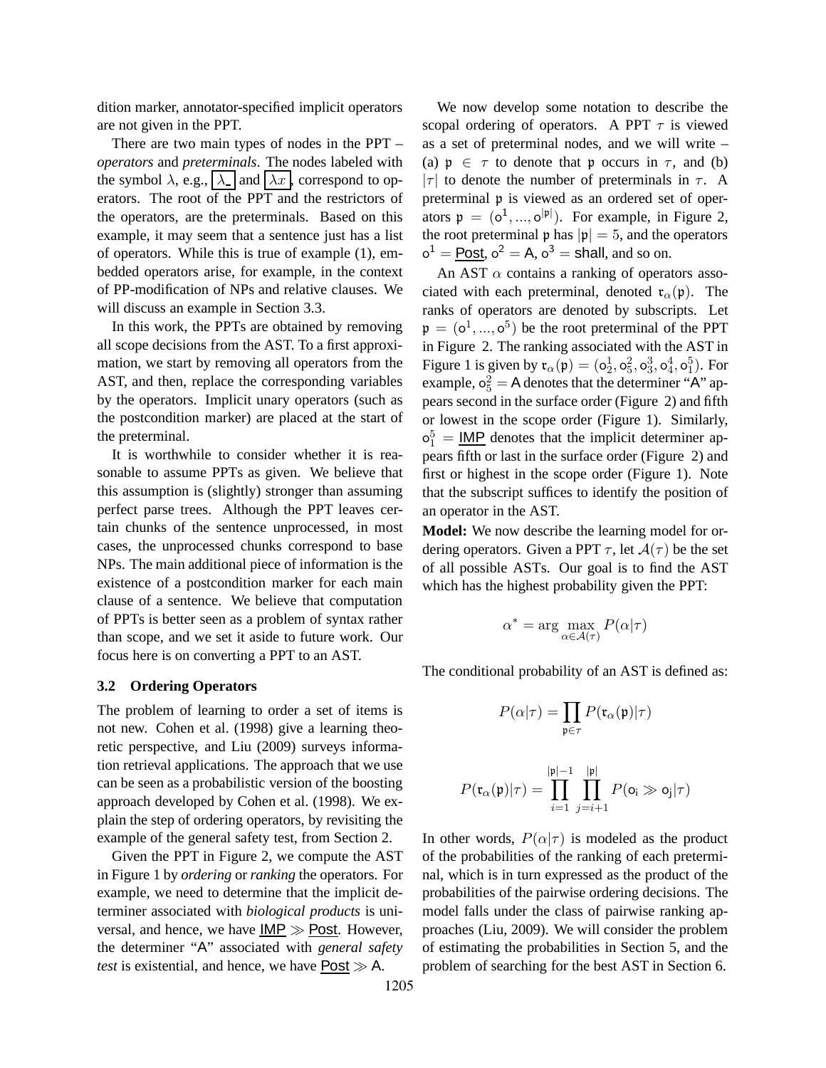dition marker, annotator-specified implicit operators are not given in the PPT.

There are two main types of nodes in the PPT – *operators* and *preterminals*. The nodes labeled with the symbol $\lambda$, e.g., $\boxed{\lambda\_}$ and $\boxed{\lambda x}$, correspond to operators. The root of the PPT and the restrictors of the operators, are the preterminals. Based on this example, it may seem that a sentence just has a list of operators. While this is true of example (1), embedded operators arise, for example, in the context of PP-modification of NPs and relative clauses. We will discuss an example in Section 3.3.

In this work, the PPTs are obtained by removing all scope decisions from the AST. To a first approximation, we start by removing all operators from the AST, and then, replace the corresponding variables by the operators. Implicit unary operators (such as the postcondition marker) are placed at the start of the preterminal.

It is worthwhile to consider whether it is reasonable to assume PPTs as given. We believe that this assumption is (slightly) stronger than assuming perfect parse trees. Although the PPT leaves certain chunks of the sentence unprocessed, in most cases, the unprocessed chunks correspond to base NPs. The main additional piece of information is the existence of a postcondition marker for each main clause of a sentence. We believe that computation of PPTs is better seen as a problem of syntax rather than scope, and we set it aside to future work. Our focus here is on converting a PPT to an AST.

### 3.2 Ordering Operators

The problem of learning to order a set of items is not new. Cohen et al. (1998) give a learning theoretic perspective, and Liu (2009) surveys information retrieval applications. The approach that we use can be seen as a probabilistic version of the boosting approach developed by Cohen et al. (1998). We explain the step of ordering operators, by revisiting the example of the general safety test, from Section 2.

Given the PPT in Figure 2, we compute the AST in Figure 1 by *ordering* or *ranking* the operators. For example, we need to determine that the implicit determiner associated with *biological products* is universal, and hence, we have $\underline{\mathsf{IMP}} \gg \underline{\mathsf{Post}}$. However, the determiner "A" associated with *general safety test* is existential, and hence, we have $\underline{\mathsf{Post}} \gg \mathsf{A}$.

We now develop some notation to describe the scopal ordering of operators. A PPT $\tau$ is viewed as a set of preterminal nodes, and we will write – (a) $\mathfrak{p} \in \tau$ to denote that $\mathfrak{p}$ occurs in $\tau$, and (b) $|\tau|$ to denote the number of preterminals in $\tau$. A preterminal $\mathfrak{p}$ is viewed as an ordered set of operators $\mathfrak{p} = (\mathsf{o}^1, ..., \mathsf{o}^{|\mathfrak{p}|})$. For example, in Figure 2, the root preterminal $\mathfrak{p}$ has $|\mathfrak{p}| = 5$, and the operators $\mathsf{o}^1 = \underline{\mathsf{Post}}$, $\mathsf{o}^2 = \mathsf{A}$, $\mathsf{o}^3 = \mathsf{shall}$, and so on.

An AST $\alpha$ contains a ranking of operators associated with each preterminal, denoted $\mathfrak{r}_\alpha(\mathfrak{p})$. The ranks of operators are denoted by subscripts. Let $\mathfrak{p} = (\mathsf{o}^1, ..., \mathsf{o}^5)$ be the root preterminal of the PPT in Figure 2. The ranking associated with the AST in Figure 1 is given by $\mathfrak{r}_\alpha(\mathfrak{p}) = (\mathsf{o}^1_2, \mathsf{o}^2_5, \mathsf{o}^3_3, \mathsf{o}^4_4, \mathsf{o}^5_1)$. For example, $\mathsf{o}^2_5 = \mathsf{A}$ denotes that the determiner "A" appears second in the surface order (Figure 2) and fifth or lowest in the scope order (Figure 1). Similarly, $\mathsf{o}^5_1 = \underline{\mathsf{IMP}}$ denotes that the implicit determiner appears fifth or last in the surface order (Figure 2) and first or highest in the scope order (Figure 1). Note that the subscript suffices to identify the position of an operator in the AST.

**Model:** We now describe the learning model for ordering operators. Given a PPT $\tau$, let $\mathcal{A}(\tau)$ be the set of all possible ASTs. Our goal is to find the AST which has the highest probability given the PPT:

$$\alpha^* = \arg\max_{\alpha \in \mathcal{A}(\tau)} P(\alpha|\tau)$$

The conditional probability of an AST is defined as:

$$P(\alpha|\tau) = \prod_{\mathfrak{p} \in \tau} P(\mathfrak{r}_\alpha(\mathfrak{p})|\tau)$$

$$P(\mathfrak{r}_\alpha(\mathfrak{p})|\tau) = \prod_{i=1}^{|\mathfrak{p}|-1} \prod_{j=i+1}^{|\mathfrak{p}|} P(\mathsf{o}_\mathsf{i} \gg \mathsf{o}_\mathsf{j}|\tau)$$

In other words, $P(\alpha|\tau)$ is modeled as the product of the probabilities of the ranking of each preterminal, which is in turn expressed as the product of the probabilities of the pairwise ordering decisions. The model falls under the class of pairwise ranking approaches (Liu, 2009). We will consider the problem of estimating the probabilities in Section 5, and the problem of searching for the best AST in Section 6.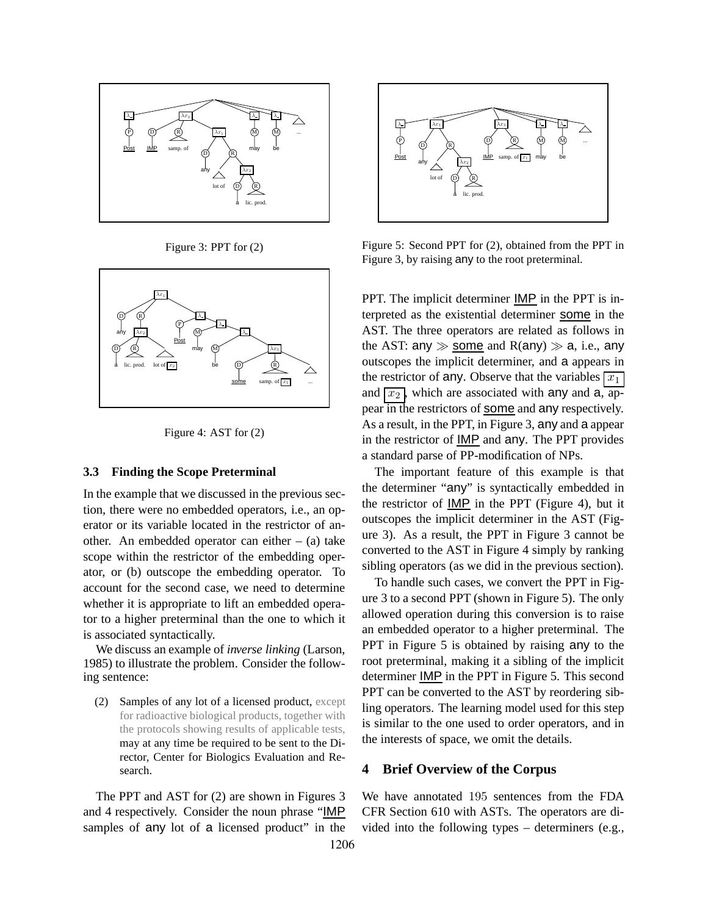Figure 3: PPT for (2)

Figure 4: AST for (2)

### 3.3 Finding the Scope Preterminal

In the example that we discussed in the previous section, there were no embedded operators, i.e., an operator or its variable located in the restrictor of another. An embedded operator can either – (a) take scope within the restrictor of the embedding operator, or (b) outscope the embedding operator. To account for the second case, we need to determine whether it is appropriate to lift an embedded operator to a higher preterminal than the one to which it is associated syntactically.

We discuss an example of *inverse linking* (Larson, 1985) to illustrate the problem. Consider the following sentence:

(2) Samples of any lot of a licensed product, except for radioactive biological products, together with the protocols showing results of applicable tests, may at any time be required to be sent to the Director, Center for Biologics Evaluation and Research.

The PPT and AST for (2) are shown in Figures 3 and 4 respectively. Consider the noun phrase "IMP samples of any lot of a licensed product" in the PPT. The implicit determiner IMP in the PPT is interpreted as the existential determiner some in the AST. The three operators are related as follows in the AST: any $\gg$ some and R(any) $\gg$ a, i.e., any outscopes the implicit determiner, and a appears in the restrictor of any. Observe that the variables $\boxed{x_1}$ and $\boxed{x_2}$, which are associated with any and a, appear in the restrictors of some and any respectively. As a result, in the PPT, in Figure 3, any and a appear in the restrictor of IMP and any. The PPT provides a standard parse of PP-modification of NPs.

Figure 5: Second PPT for (2), obtained from the PPT in Figure 3, by raising any to the root preterminal.

The important feature of this example is that the determiner "any" is syntactically embedded in the restrictor of IMP in the PPT (Figure 4), but it outscopes the implicit determiner in the AST (Figure 3). As a result, the PPT in Figure 3 cannot be converted to the AST in Figure 4 simply by ranking sibling operators (as we did in the previous section).

To handle such cases, we convert the PPT in Figure 3 to a second PPT (shown in Figure 5). The only allowed operation during this conversion is to raise an embedded operator to a higher preterminal. The PPT in Figure 5 is obtained by raising any to the root preterminal, making it a sibling of the implicit determiner IMP in the PPT in Figure 5. This second PPT can be converted to the AST by reordering sibling operators. The learning model used for this step is similar to the one used to order operators, and in the interests of space, we omit the details.

## 4 Brief Overview of the Corpus

We have annotated 195 sentences from the FDA CFR Section 610 with ASTs. The operators are divided into the following types – determiners (e.g.,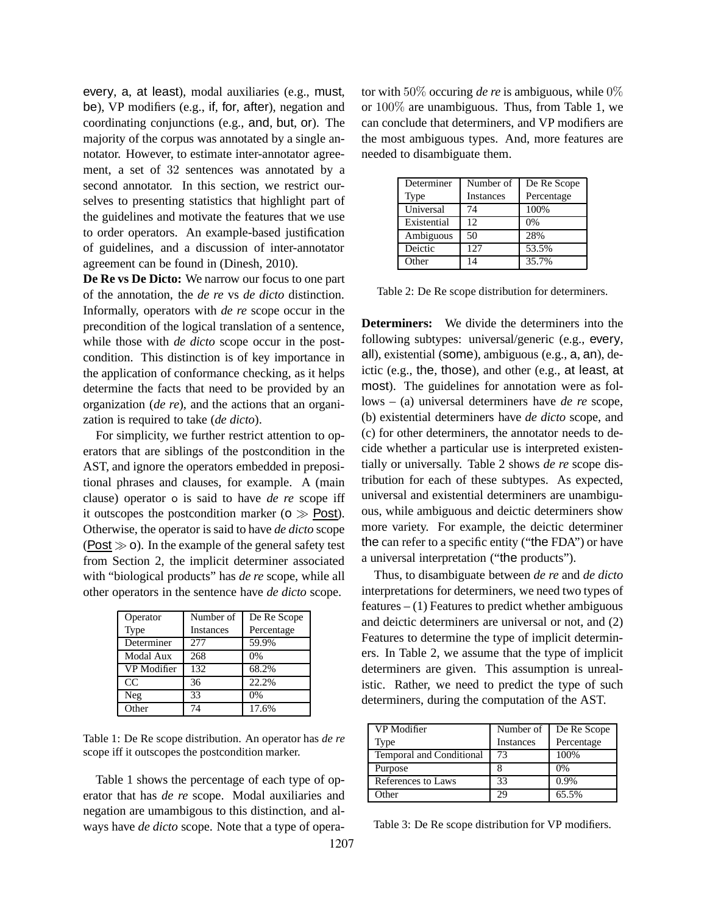every, a, at least), modal auxiliaries (e.g., must, be), VP modifiers (e.g., if, for, after), negation and coordinating conjunctions (e.g., and, but, or). The majority of the corpus was annotated by a single annotator. However, to estimate inter-annotator agreement, a set of 32 sentences was annotated by a second annotator. In this section, we restrict ourselves to presenting statistics that highlight part of the guidelines and motivate the features that we use to order operators. An example-based justification of guidelines, and a discussion of inter-annotator agreement can be found in (Dinesh, 2010).

**De Re vs De Dicto:** We narrow our focus to one part of the annotation, the *de re* vs *de dicto* distinction. Informally, operators with *de re* scope occur in the precondition of the logical translation of a sentence, while those with *de dicto* scope occur in the postcondition. This distinction is of key importance in the application of conformance checking, as it helps determine the facts that need to be provided by an organization (*de re*), and the actions that an organization is required to take (*de dicto*).

For simplicity, we further restrict attention to operators that are siblings of the postcondition in the AST, and ignore the operators embedded in prepositional phrases and clauses, for example. A (main clause) operator o is said to have *de re* scope iff it outscopes the postcondition marker ($o \gg \underline{Post}$). Otherwise, the operator is said to have *de dicto* scope ($\underline{Post} \gg o$). In the example of the general safety test from Section 2, the implicit determiner associated with "biological products" has *de re* scope, while all other operators in the sentence have *de dicto* scope.

| Operator Type | Number of Instances | De Re Scope Percentage |
|---|---|---|
| Determiner | 277 | 59.9% |
| Modal Aux | 268 | 0% |
| VP Modifier | 132 | 68.2% |
| CC | 36 | 22.2% |
| Neg | 33 | 0% |
| Other | 74 | 17.6% |

Table 1: De Re scope distribution. An operator has *de re* scope iff it outscopes the postcondition marker.

Table 1 shows the percentage of each type of operator that has *de re* scope. Modal auxiliaries and negation are umambigous to this distinction, and always have *de dicto* scope. Note that a type of operator with 50% occuring *de re* is ambiguous, while 0% or 100% are unambiguous. Thus, from Table 1, we can conclude that determiners, and VP modifiers are the most ambiguous types. And, more features are needed to disambiguate them.

| Determiner Type | Number of Instances | De Re Scope Percentage |
|---|---|---|
| Universal | 74 | 100% |
| Existential | 12 | 0% |
| Ambiguous | 50 | 28% |
| Deictic | 127 | 53.5% |
| Other | 14 | 35.7% |

Table 2: De Re scope distribution for determiners.

**Determiners:** We divide the determiners into the following subtypes: universal/generic (e.g., every, all), existential (some), ambiguous (e.g., a, an), deictic (e.g., the, those), and other (e.g., at least, at most). The guidelines for annotation were as follows – (a) universal determiners have *de re* scope, (b) existential determiners have *de dicto* scope, and (c) for other determiners, the annotator needs to decide whether a particular use is interpreted existentially or universally. Table 2 shows *de re* scope distribution for each of these subtypes. As expected, universal and existential determiners are unambiguous, while ambiguous and deictic determiners show more variety. For example, the deictic determiner the can refer to a specific entity ("the FDA") or have a universal interpretation ("the products").

Thus, to disambiguate between *de re* and *de dicto* interpretations for determiners, we need two types of features – (1) Features to predict whether ambiguous and deictic determiners are universal or not, and (2) Features to determine the type of implicit determiners. In Table 2, we assume that the type of implicit determiners are given. This assumption is unrealistic. Rather, we need to predict the type of such determiners, during the computation of the AST.

| VP Modifier Type | Number of Instances | De Re Scope Percentage |
|---|---|---|
| Temporal and Conditional | 73 | 100% |
| Purpose | 8 | 0% |
| References to Laws | 33 | 0.9% |
| Other | 29 | 65.5% |

Table 3: De Re scope distribution for VP modifiers.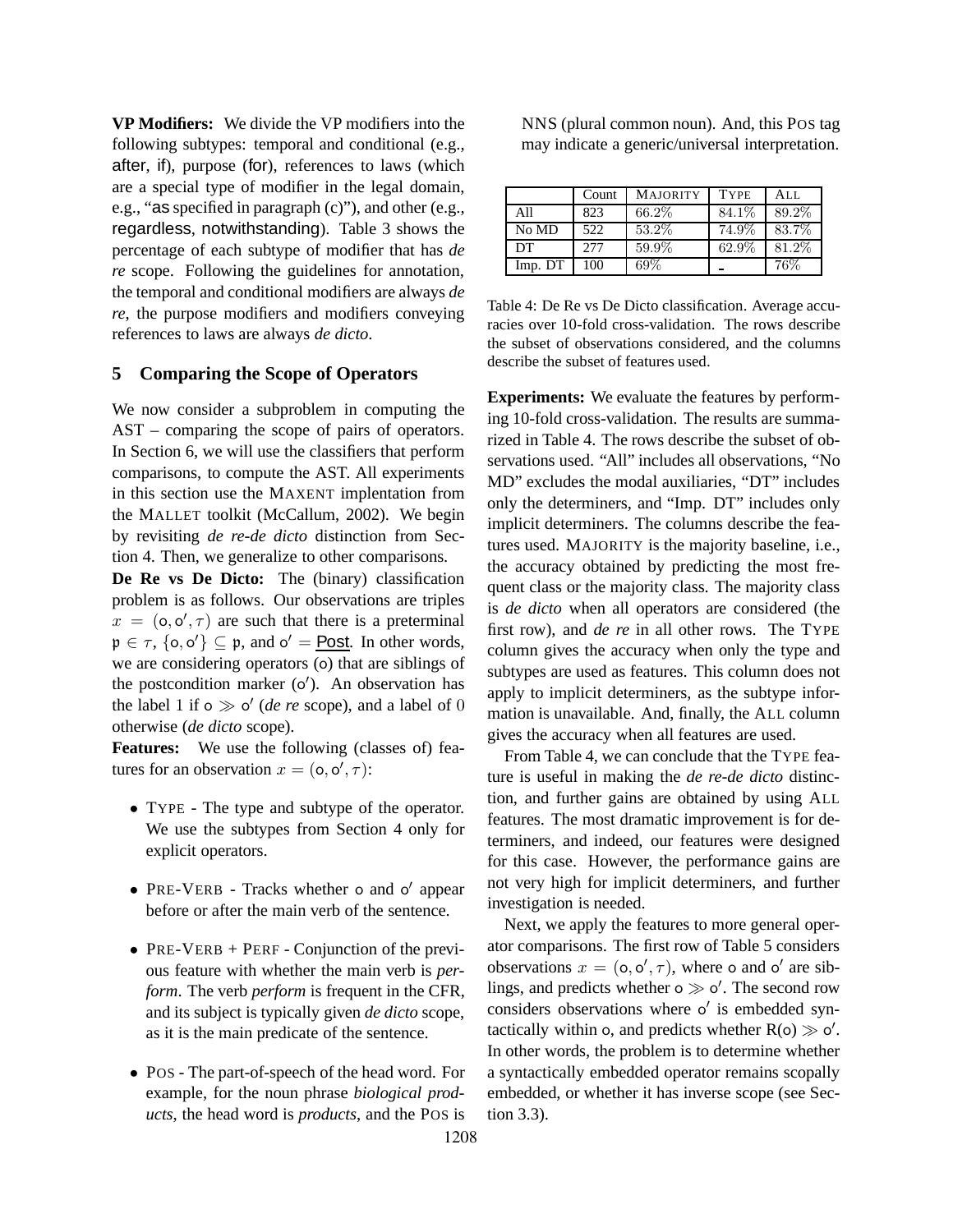**VP Modifiers:** We divide the VP modifiers into the following subtypes: temporal and conditional (e.g., after, if), purpose (for), references to laws (which are a special type of modifier in the legal domain, e.g., "as specified in paragraph (c)"), and other (e.g., regardless, notwithstanding). Table 3 shows the percentage of each subtype of modifier that has *de re* scope. Following the guidelines for annotation, the temporal and conditional modifiers are always *de re*, the purpose modifiers and modifiers conveying references to laws are always *de dicto*.

## 5 Comparing the Scope of Operators

We now consider a subproblem in computing the AST – comparing the scope of pairs of operators. In Section 6, we will use the classifiers that perform comparisons, to compute the AST. All experiments in this section use the MAXENT implentation from the MALLET toolkit (McCallum, 2002). We begin by revisiting *de re-de dicto* distinction from Section 4. Then, we generalize to other comparisons.

**De Re vs De Dicto:** The (binary) classification problem is as follows. Our observations are triples $x = (\mathsf{o}, \mathsf{o}', \tau)$ are such that there is a preterminal $\mathfrak{p} \in \tau$, $\{\mathsf{o}, \mathsf{o}'\} \subseteq \mathfrak{p}$, and $\mathsf{o}' = \underline{\mathsf{Post}}$. In other words, we are considering operators ($\mathsf{o}$) that are siblings of the postcondition marker ($\mathsf{o}'$). An observation has the label 1 if $\mathsf{o} \gg \mathsf{o}'$ (*de re* scope), and a label of 0 otherwise (*de dicto* scope).

**Features:** We use the following (classes of) features for an observation $x = (\mathsf{o}, \mathsf{o}', \tau)$:

- TYPE - The type and subtype of the operator. We use the subtypes from Section 4 only for explicit operators.
- PRE-VERB - Tracks whether $\mathsf{o}$ and $\mathsf{o}'$ appear before or after the main verb of the sentence.
- PRE-VERB + PERF - Conjunction of the previous feature with whether the main verb is *perform*. The verb *perform* is frequent in the CFR, and its subject is typically given *de dicto* scope, as it is the main predicate of the sentence.
- POS - The part-of-speech of the head word. For example, for the noun phrase *biological products*, the head word is *products*, and the POS is NNS (plural common noun). And, this POS tag may indicate a generic/universal interpretation.

| | Count | MAJORITY | TYPE | ALL |
|---|---|---|---|---|
| All | 823 | 66.2% | 84.1% | 89.2% |
| No MD | 522 | 53.2% | 74.9% | 83.7% |
| DT | 277 | 59.9% | 62.9% | 81.2% |
| Imp. DT | 100 | 69% | - | 76% |

Table 4: De Re vs De Dicto classification. Average accuracies over 10-fold cross-validation. The rows describe the subset of observations considered, and the columns describe the subset of features used.

**Experiments:** We evaluate the features by performing 10-fold cross-validation. The results are summarized in Table 4. The rows describe the subset of observations used. "All" includes all observations, "No MD" excludes the modal auxiliaries, "DT" includes only the determiners, and "Imp. DT" includes only implicit determiners. The columns describe the features used. MAJORITY is the majority baseline, i.e., the accuracy obtained by predicting the most frequent class or the majority class. The majority class is *de dicto* when all operators are considered (the first row), and *de re* in all other rows. The TYPE column gives the accuracy when only the type and subtypes are used as features. This column does not apply to implicit determiners, as the subtype information is unavailable. And, finally, the ALL column gives the accuracy when all features are used.

From Table 4, we can conclude that the TYPE feature is useful in making the *de re-de dicto* distinction, and further gains are obtained by using ALL features. The most dramatic improvement is for determiners, and indeed, our features were designed for this case. However, the performance gains are not very high for implicit determiners, and further investigation is needed.

Next, we apply the features to more general operator comparisons. The first row of Table 5 considers observations $x = (\mathsf{o}, \mathsf{o}', \tau)$, where $\mathsf{o}$ and $\mathsf{o}'$ are siblings, and predicts whether $\mathsf{o} \gg \mathsf{o}'$. The second row considers observations where $\mathsf{o}'$ is embedded syntactically within $\mathsf{o}$, and predicts whether $\mathsf{R}(\mathsf{o}) \gg \mathsf{o}'$. In other words, the problem is to determine whether a syntactically embedded operator remains scopally embedded, or whether it has inverse scope (see Section 3.3).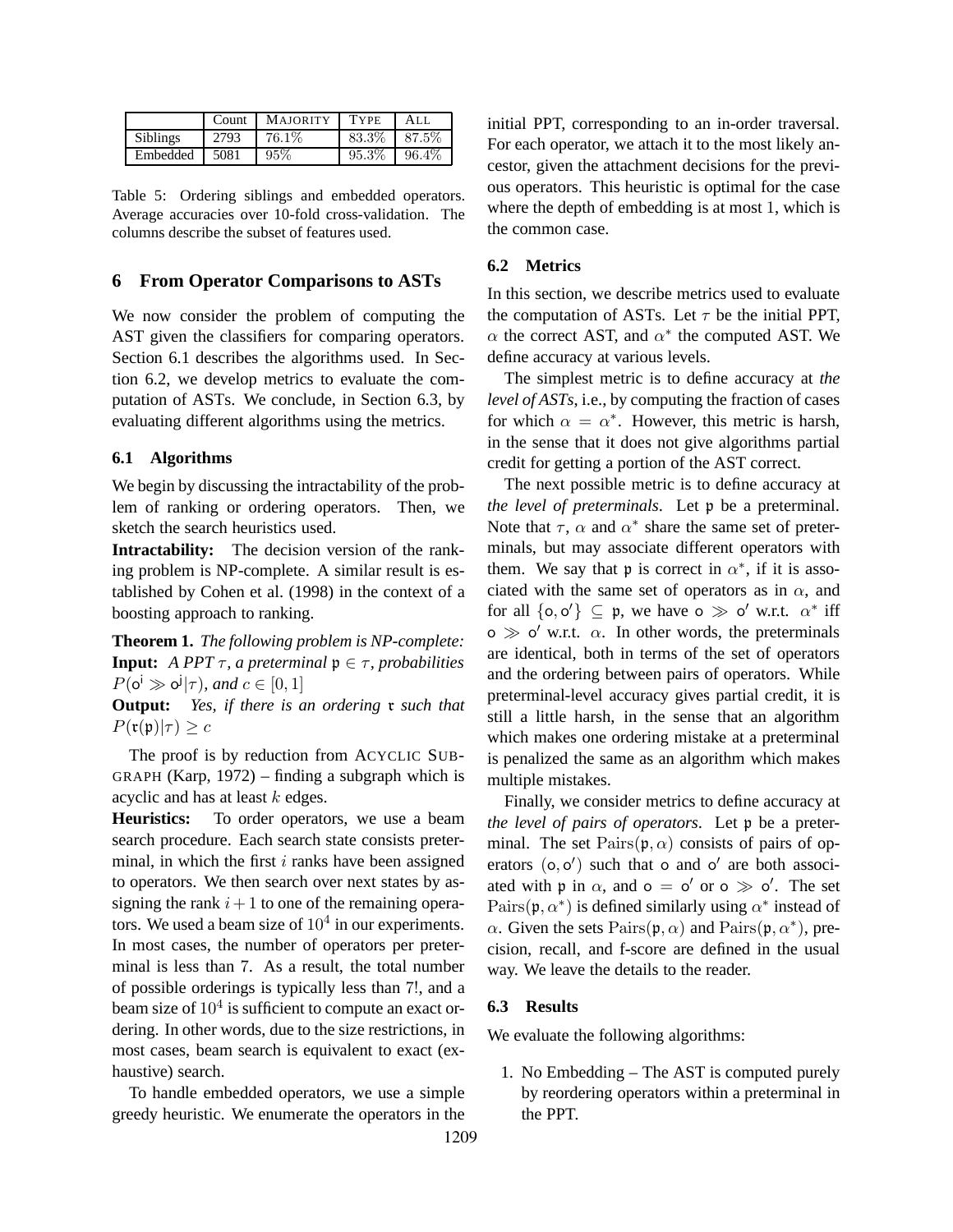|  | Count | MAJORITY | TYPE | ALL |
|---|---|---|---|---|
| Siblings | 2793 | 76.1% | 83.3% | 87.5% |
| Embedded | 5081 | 95% | 95.3% | 96.4% |

Table 5: Ordering siblings and embedded operators. Average accuracies over 10-fold cross-validation. The columns describe the subset of features used.

## 6 From Operator Comparisons to ASTs

We now consider the problem of computing the AST given the classifiers for comparing operators. Section 6.1 describes the algorithms used. In Section 6.2, we develop metrics to evaluate the computation of ASTs. We conclude, in Section 6.3, by evaluating different algorithms using the metrics.

### 6.1 Algorithms

We begin by discussing the intractability of the problem of ranking or ordering operators. Then, we sketch the search heuristics used.

**Intractability:** The decision version of the ranking problem is NP-complete. A similar result is established by Cohen et al. (1998) in the context of a boosting approach to ranking.

**Theorem 1.** *The following problem is NP-complete:*
**Input:** *A PPT $\tau$, a preterminal $\mathfrak{p} \in \tau$, probabilities $P(\mathsf{o}^{\mathsf{i}} \gg \mathsf{o}^{\mathsf{j}}|\tau)$, and $c \in [0, 1]$*
**Output:** *Yes, if there is an ordering $\mathfrak{r}$ such that $P(\mathfrak{r}(\mathfrak{p})|\tau) \geq c$*

The proof is by reduction from ACYCLIC SUBGRAPH (Karp, 1972) – finding a subgraph which is acyclic and has at least $k$ edges.

**Heuristics:** To order operators, we use a beam search procedure. Each search state consists preterminal, in which the first $i$ ranks have been assigned to operators. We then search over next states by assigning the rank $i+1$ to one of the remaining operators. We used a beam size of $10^4$ in our experiments. In most cases, the number of operators per preterminal is less than 7. As a result, the total number of possible orderings is typically less than 7!, and a beam size of $10^4$ is sufficient to compute an exact ordering. In other words, due to the size restrictions, in most cases, beam search is equivalent to exact (exhaustive) search.

To handle embedded operators, we use a simple greedy heuristic. We enumerate the operators in the initial PPT, corresponding to an in-order traversal. For each operator, we attach it to the most likely ancestor, given the attachment decisions for the previous operators. This heuristic is optimal for the case where the depth of embedding is at most 1, which is the common case.

### 6.2 Metrics

In this section, we describe metrics used to evaluate the computation of ASTs. Let $\tau$ be the initial PPT, $\alpha$ the correct AST, and $\alpha^*$ the computed AST. We define accuracy at various levels.

The simplest metric is to define accuracy at *the level of ASTs*, i.e., by computing the fraction of cases for which $\alpha = \alpha^*$. However, this metric is harsh, in the sense that it does not give algorithms partial credit for getting a portion of the AST correct.

The next possible metric is to define accuracy at *the level of preterminals*. Let $\mathfrak{p}$ be a preterminal. Note that $\tau$, $\alpha$ and $\alpha^*$ share the same set of preterminals, but may associate different operators with them. We say that $\mathfrak{p}$ is correct in $\alpha^*$, if it is associated with the same set of operators as in $\alpha$, and for all $\{\mathsf{o}, \mathsf{o}'\} \subseteq \mathfrak{p}$, we have $\mathsf{o} \gg \mathsf{o}'$ w.r.t. $\alpha^*$ iff $\mathsf{o} \gg \mathsf{o}'$ w.r.t. $\alpha$. In other words, the preterminals are identical, both in terms of the set of operators and the ordering between pairs of operators. While preterminal-level accuracy gives partial credit, it is still a little harsh, in the sense that an algorithm which makes one ordering mistake at a preterminal is penalized the same as an algorithm which makes multiple mistakes.

Finally, we consider metrics to define accuracy at *the level of pairs of operators*. Let $\mathfrak{p}$ be a preterminal. The set $\mathrm{Pairs}(\mathfrak{p}, \alpha)$ consists of pairs of operators $(\mathsf{o}, \mathsf{o}')$ such that $\mathsf{o}$ and $\mathsf{o}'$ are both associated with $\mathfrak{p}$ in $\alpha$, and $\mathsf{o} = \mathsf{o}'$ or $\mathsf{o} \gg \mathsf{o}'$. The set $\mathrm{Pairs}(\mathfrak{p}, \alpha^*)$ is defined similarly using $\alpha^*$ instead of $\alpha$. Given the sets $\mathrm{Pairs}(\mathfrak{p}, \alpha)$ and $\mathrm{Pairs}(\mathfrak{p}, \alpha^*)$, precision, recall, and f-score are defined in the usual way. We leave the details to the reader.

### 6.3 Results

We evaluate the following algorithms:

1. No Embedding – The AST is computed purely by reordering operators within a preterminal in the PPT.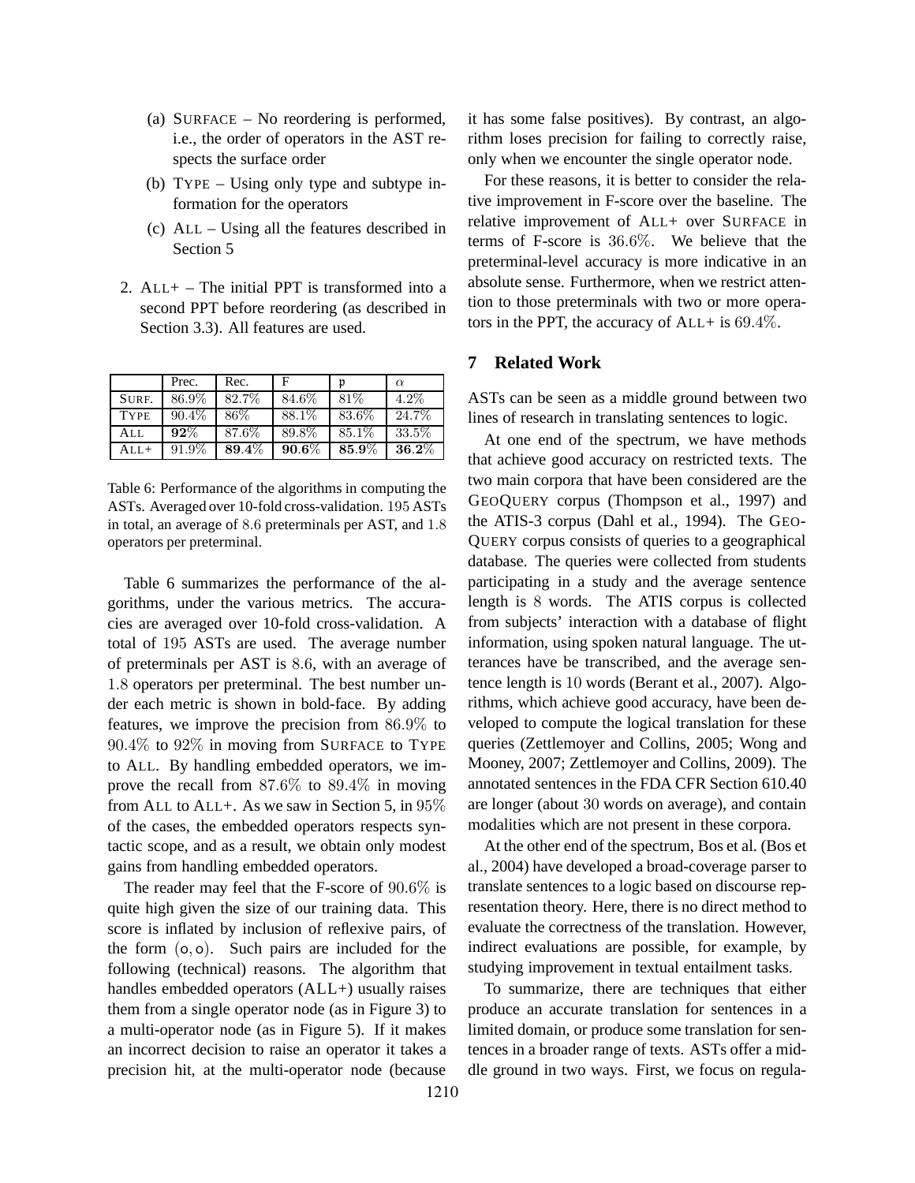(a) SURFACE – No reordering is performed, i.e., the order of operators in the AST respects the surface order

(b) TYPE – Using only type and subtype information for the operators

(c) ALL – Using all the features described in Section 5

2. ALL+ – The initial PPT is transformed into a second PPT before reordering (as described in Section 3.3). All features are used.

| | Prec. | Rec. | F | $\mathfrak{p}$ | $\alpha$ |
|---|---|---|---|---|---|
| SURF. | 86.9% | 82.7% | 84.6% | 81% | 4.2% |
| TYPE | 90.4% | 86% | 88.1% | 83.6% | 24.7% |
| ALL | **92%** | 87.6% | 89.8% | 85.1% | 33.5% |
| ALL+ | 91.9% | **89.4%** | **90.6%** | **85.9%** | **36.2%** |

Table 6: Performance of the algorithms in computing the ASTs. Averaged over 10-fold cross-validation. 195 ASTs in total, an average of 8.6 preterminals per AST, and 1.8 operators per preterminal.

Table 6 summarizes the performance of the algorithms, under the various metrics. The accuracies are averaged over 10-fold cross-validation. A total of 195 ASTs are used. The average number of preterminals per AST is 8.6, with an average of 1.8 operators per preterminal. The best number under each metric is shown in bold-face. By adding features, we improve the precision from 86.9% to 90.4% to 92% in moving from SURFACE to TYPE to ALL. By handling embedded operators, we improve the recall from 87.6% to 89.4% in moving from ALL to ALL+. As we saw in Section 5, in 95% of the cases, the embedded operators respects syntactic scope, and as a result, we obtain only modest gains from handling embedded operators.

The reader may feel that the F-score of 90.6% is quite high given the size of our training data. This score is inflated by inclusion of reflexive pairs, of the form $(\mathsf{o}, \mathsf{o})$. Such pairs are included for the following (technical) reasons. The algorithm that handles embedded operators (ALL+) usually raises them from a single operator node (as in Figure 3) to a multi-operator node (as in Figure 5). If it makes an incorrect decision to raise an operator it takes a precision hit, at the multi-operator node (because it has some false positives). By contrast, an algorithm loses precision for failing to correctly raise, only when we encounter the single operator node.

For these reasons, it is better to consider the relative improvement in F-score over the baseline. The relative improvement of ALL+ over SURFACE in terms of F-score is 36.6%. We believe that the preterminal-level accuracy is more indicative in an absolute sense. Furthermore, when we restrict attention to those preterminals with two or more operators in the PPT, the accuracy of ALL+ is 69.4%.

## 7 Related Work

ASTs can be seen as a middle ground between two lines of research in translating sentences to logic.

At one end of the spectrum, we have methods that achieve good accuracy on restricted texts. The two main corpora that have been considered are the GEOQUERY corpus (Thompson et al., 1997) and the ATIS-3 corpus (Dahl et al., 1994). The GEOQUERY corpus consists of queries to a geographical database. The queries were collected from students participating in a study and the average sentence length is 8 words. The ATIS corpus is collected from subjects' interaction with a database of flight information, using spoken natural language. The utterances have be transcribed, and the average sentence length is 10 words (Berant et al., 2007). Algorithms, which achieve good accuracy, have been developed to compute the logical translation for these queries (Zettlemoyer and Collins, 2005; Wong and Mooney, 2007; Zettlemoyer and Collins, 2009). The annotated sentences in the FDA CFR Section 610.40 are longer (about 30 words on average), and contain modalities which are not present in these corpora.

At the other end of the spectrum, Bos et al. (Bos et al., 2004) have developed a broad-coverage parser to translate sentences to a logic based on discourse representation theory. Here, there is no direct method to evaluate the correctness of the translation. However, indirect evaluations are possible, for example, by studying improvement in textual entailment tasks.

To summarize, there are techniques that either produce an accurate translation for sentences in a limited domain, or produce some translation for sentences in a broader range of texts. ASTs offer a middle ground in two ways. First, we focus on regula-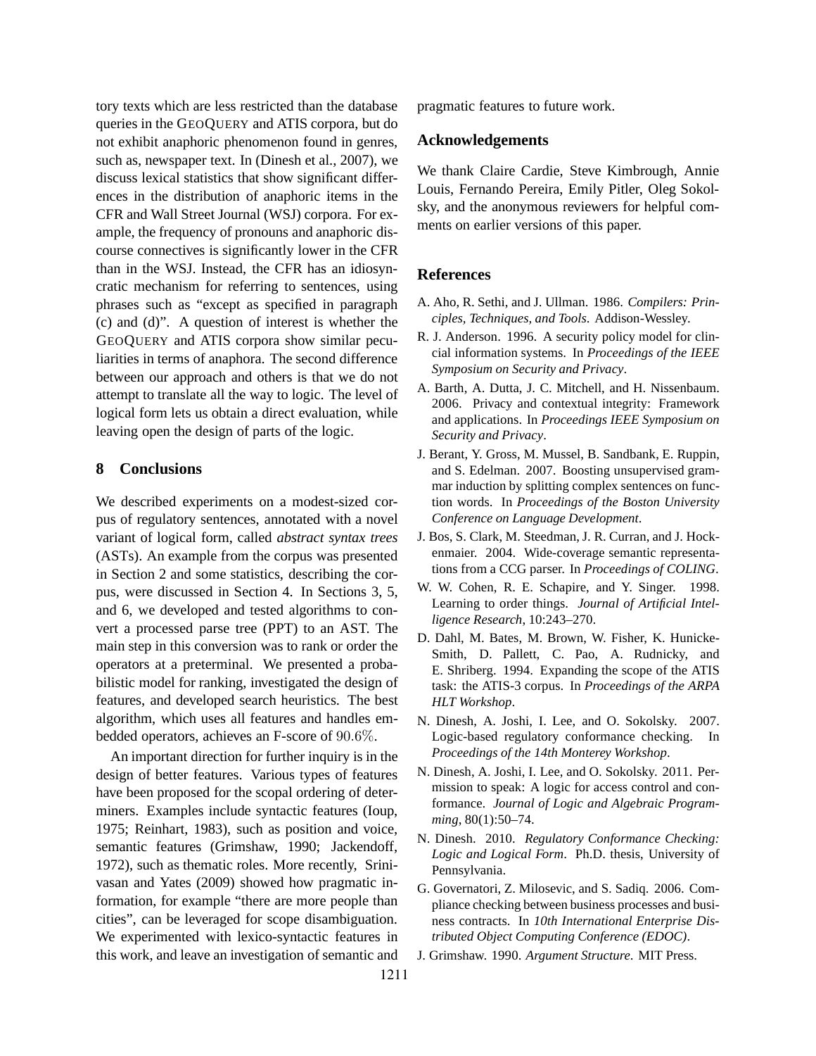tory texts which are less restricted than the database queries in the GEOQUERY and ATIS corpora, but do not exhibit anaphoric phenomenon found in genres, such as, newspaper text. In (Dinesh et al., 2007), we discuss lexical statistics that show significant differences in the distribution of anaphoric items in the CFR and Wall Street Journal (WSJ) corpora. For example, the frequency of pronouns and anaphoric discourse connectives is significantly lower in the CFR than in the WSJ. Instead, the CFR has an idiosyncratic mechanism for referring to sentences, using phrases such as "except as specified in paragraph (c) and (d)". A question of interest is whether the GEOQUERY and ATIS corpora show similar peculiarities in terms of anaphora. The second difference between our approach and others is that we do not attempt to translate all the way to logic. The level of logical form lets us obtain a direct evaluation, while leaving open the design of parts of the logic.

## 8 Conclusions

We described experiments on a modest-sized corpus of regulatory sentences, annotated with a novel variant of logical form, called *abstract syntax trees* (ASTs). An example from the corpus was presented in Section 2 and some statistics, describing the corpus, were discussed in Section 4. In Sections 3, 5, and 6, we developed and tested algorithms to convert a processed parse tree (PPT) to an AST. The main step in this conversion was to rank or order the operators at a preterminal. We presented a probabilistic model for ranking, investigated the design of features, and developed search heuristics. The best algorithm, which uses all features and handles embedded operators, achieves an F-score of $90.6\%$.

An important direction for further inquiry is in the design of better features. Various types of features have been proposed for the scopal ordering of determiners. Examples include syntactic features (Ioup, 1975; Reinhart, 1983), such as position and voice, semantic features (Grimshaw, 1990; Jackendoff, 1972), such as thematic roles. More recently, Srinivasan and Yates (2009) showed how pragmatic information, for example "there are more people than cities", can be leveraged for scope disambiguation. We experimented with lexico-syntactic features in this work, and leave an investigation of semantic and pragmatic features to future work.

## Acknowledgements

We thank Claire Cardie, Steve Kimbrough, Annie Louis, Fernando Pereira, Emily Pitler, Oleg Sokolsky, and the anonymous reviewers for helpful comments on earlier versions of this paper.

## References

A. Aho, R. Sethi, and J. Ullman. 1986. *Compilers: Principles, Techniques, and Tools*. Addison-Wessley.

R. J. Anderson. 1996. A security policy model for clincial information systems. In *Proceedings of the IEEE Symposium on Security and Privacy*.

A. Barth, A. Dutta, J. C. Mitchell, and H. Nissenbaum. 2006. Privacy and contextual integrity: Framework and applications. In *Proceedings IEEE Symposium on Security and Privacy*.

J. Berant, Y. Gross, M. Mussel, B. Sandbank, E. Ruppin, and S. Edelman. 2007. Boosting unsupervised grammar induction by splitting complex sentences on function words. In *Proceedings of the Boston University Conference on Language Development*.

J. Bos, S. Clark, M. Steedman, J. R. Curran, and J. Hockenmaier. 2004. Wide-coverage semantic representations from a CCG parser. In *Proceedings of COLING*.

W. W. Cohen, R. E. Schapire, and Y. Singer. 1998. Learning to order things. *Journal of Artificial Intelligence Research*, 10:243–270.

D. Dahl, M. Bates, M. Brown, W. Fisher, K. Hunicke-Smith, D. Pallett, C. Pao, A. Rudnicky, and E. Shriberg. 1994. Expanding the scope of the ATIS task: the ATIS-3 corpus. In *Proceedings of the ARPA HLT Workshop*.

N. Dinesh, A. Joshi, I. Lee, and O. Sokolsky. 2007. Logic-based regulatory conformance checking. In *Proceedings of the 14th Monterey Workshop*.

N. Dinesh, A. Joshi, I. Lee, and O. Sokolsky. 2011. Permission to speak: A logic for access control and conformance. *Journal of Logic and Algebraic Programming*, 80(1):50–74.

N. Dinesh. 2010. *Regulatory Conformance Checking: Logic and Logical Form*. Ph.D. thesis, University of Pennsylvania.

G. Governatori, Z. Milosevic, and S. Sadiq. 2006. Compliance checking between business processes and business contracts. In *10th International Enterprise Distributed Object Computing Conference (EDOC)*.

J. Grimshaw. 1990. *Argument Structure*. MIT Press.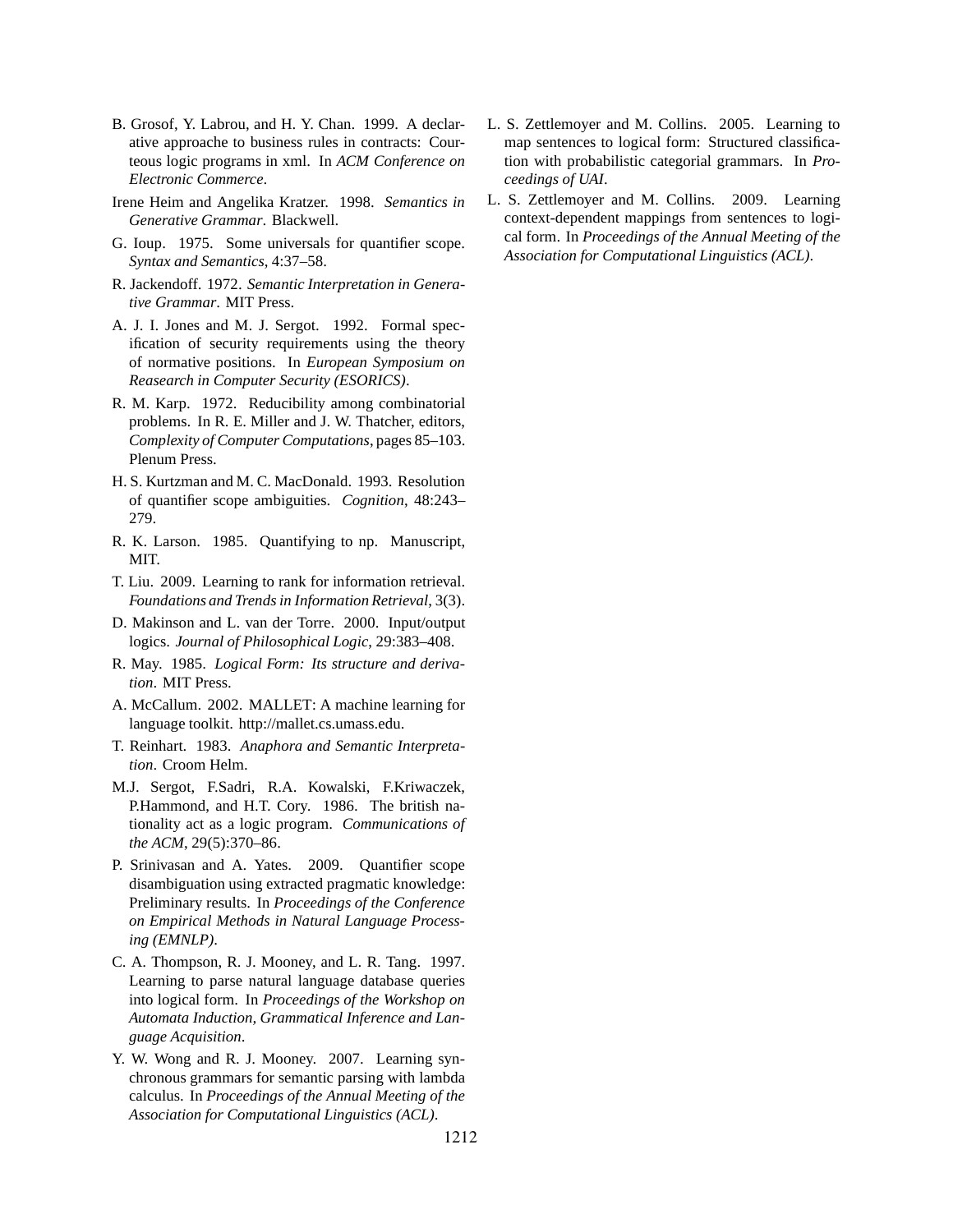B. Grosof, Y. Labrou, and H. Y. Chan. 1999. A declarative approache to business rules in contracts: Courteous logic programs in xml. In *ACM Conference on Electronic Commerce*.

Irene Heim and Angelika Kratzer. 1998. *Semantics in Generative Grammar*. Blackwell.

G. Ioup. 1975. Some universals for quantifier scope. *Syntax and Semantics*, 4:37–58.

R. Jackendoff. 1972. *Semantic Interpretation in Generative Grammar*. MIT Press.

A. J. I. Jones and M. J. Sergot. 1992. Formal specification of security requirements using the theory of normative positions. In *European Symposium on Reasearch in Computer Security (ESORICS)*.

R. M. Karp. 1972. Reducibility among combinatorial problems. In R. E. Miller and J. W. Thatcher, editors, *Complexity of Computer Computations*, pages 85–103. Plenum Press.

H. S. Kurtzman and M. C. MacDonald. 1993. Resolution of quantifier scope ambiguities. *Cognition*, 48:243–279.

R. K. Larson. 1985. Quantifying to np. Manuscript, MIT.

T. Liu. 2009. Learning to rank for information retrieval. *Foundations and Trends in Information Retrieval*, 3(3).

D. Makinson and L. van der Torre. 2000. Input/output logics. *Journal of Philosophical Logic*, 29:383–408.

R. May. 1985. *Logical Form: Its structure and derivation*. MIT Press.

A. McCallum. 2002. MALLET: A machine learning for language toolkit. http://mallet.cs.umass.edu.

T. Reinhart. 1983. *Anaphora and Semantic Interpretation*. Croom Helm.

M.J. Sergot, F.Sadri, R.A. Kowalski, F.Kriwaczek, P.Hammond, and H.T. Cory. 1986. The british nationality act as a logic program. *Communications of the ACM*, 29(5):370–86.

P. Srinivasan and A. Yates. 2009. Quantifier scope disambiguation using extracted pragmatic knowledge: Preliminary results. In *Proceedings of the Conference on Empirical Methods in Natural Language Processing (EMNLP)*.

C. A. Thompson, R. J. Mooney, and L. R. Tang. 1997. Learning to parse natural language database queries into logical form. In *Proceedings of the Workshop on Automata Induction, Grammatical Inference and Language Acquisition*.

Y. W. Wong and R. J. Mooney. 2007. Learning synchronous grammars for semantic parsing with lambda calculus. In *Proceedings of the Annual Meeting of the Association for Computational Linguistics (ACL)*.

L. S. Zettlemoyer and M. Collins. 2005. Learning to map sentences to logical form: Structured classification with probabilistic categorial grammars. In *Proceedings of UAI*.

L. S. Zettlemoyer and M. Collins. 2009. Learning context-dependent mappings from sentences to logical form. In *Proceedings of the Annual Meeting of the Association for Computational Linguistics (ACL)*.